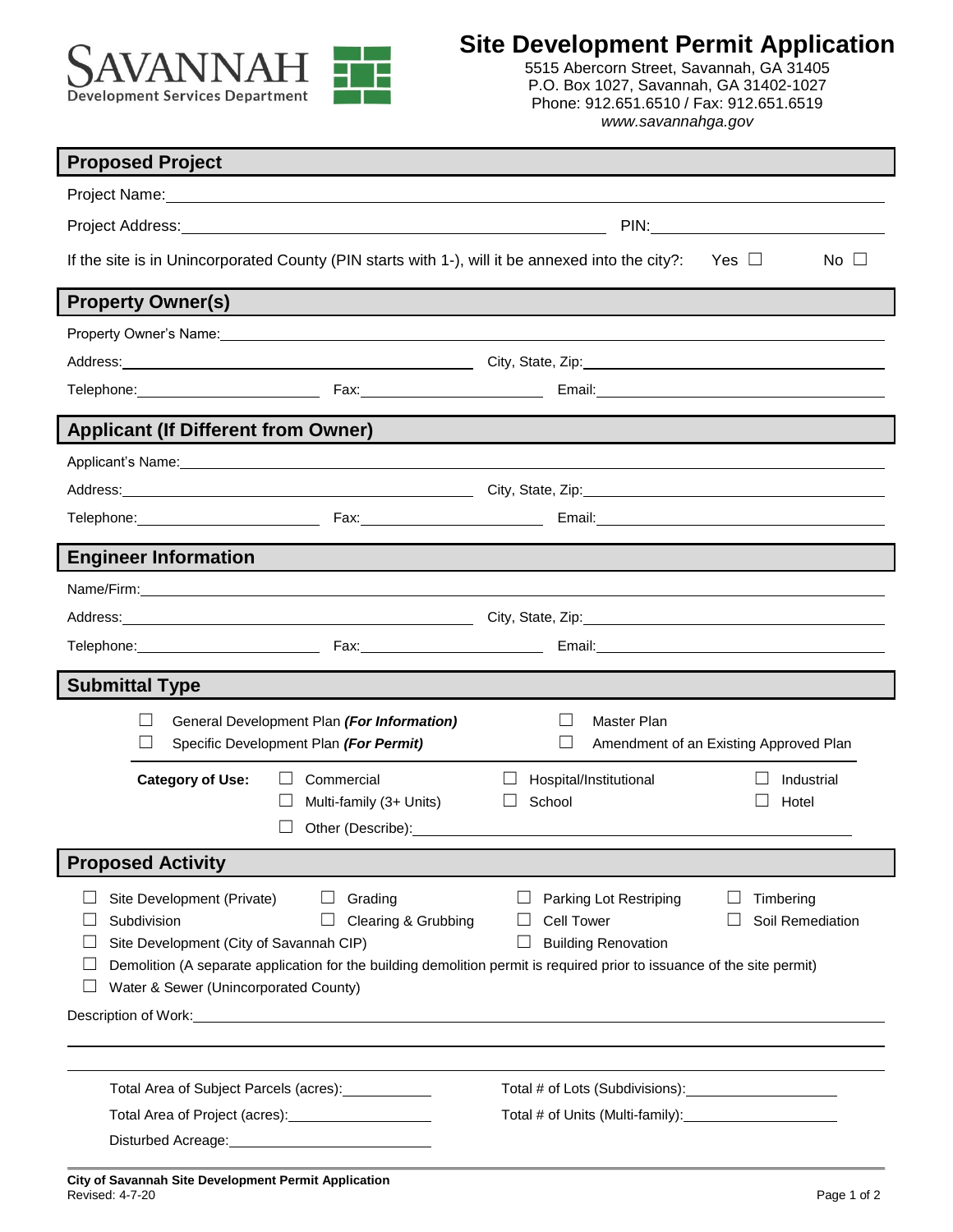SAVANNAH
Development Services Department

# Site Development Permit Application

5515 Abercorn Street, Savannah, GA 31405
P.O. Box 1027, Savannah, GA 31402-1027
Phone: 912.651.6510 / Fax: 912.651.6519
*www.savannahga.gov*

## Proposed Project

Project Name: ______________________________

Project Address: ______________________________ PIN: ______________

If the site is in Unincorporated County (PIN starts with 1-), will it be annexed into the city?: Yes ☐ No ☐

## Property Owner(s)

Property Owner's Name: ______________________________

Address: ______________________________ City, State, Zip: ______________________________

Telephone: ______________ Fax: ______________ Email: ______________________________

## Applicant (If Different from Owner)

Applicant's Name: ______________________________

Address: ______________________________ City, State, Zip: ______________________________

Telephone: ______________ Fax: ______________ Email: ______________________________

## Engineer Information

Name/Firm: ______________________________

Address: ______________________________ City, State, Zip: ______________________________

Telephone: ______________ Fax: ______________ Email: ______________________________

## Submittal Type

- ☐ General Development Plan ***(For Information)***
- ☐ Specific Development Plan ***(For Permit)***
- ☐ Master Plan
- ☐ Amendment of an Existing Approved Plan

**Category of Use:**

- ☐ Commercial
- ☐ Multi-family (3+ Units)
- ☐ Hospital/Institutional
- ☐ School
- ☐ Industrial
- ☐ Hotel
- ☐ Other (Describe): ______________________________

## Proposed Activity

- ☐ Site Development (Private)
- ☐ Grading
- ☐ Parking Lot Restriping
- ☐ Timbering
- ☐ Subdivision
- ☐ Clearing & Grubbing
- ☐ Cell Tower
- ☐ Soil Remediation
- ☐ Site Development (City of Savannah CIP)
- ☐ Building Renovation
- ☐ Demolition (A separate application for the building demolition permit is required prior to issuance of the site permit)
- ☐ Water & Sewer (Unincorporated County)

Description of Work: ______________________________

______________________________

______________________________

Total Area of Subject Parcels (acres): ______________

Total Area of Project (acres): ______________

Disturbed Acreage: ______________

Total # of Lots (Subdivisions): ______________

Total # of Units (Multi-family): ______________

**City of Savannah Site Development Permit Application**
Revised: 4-7-20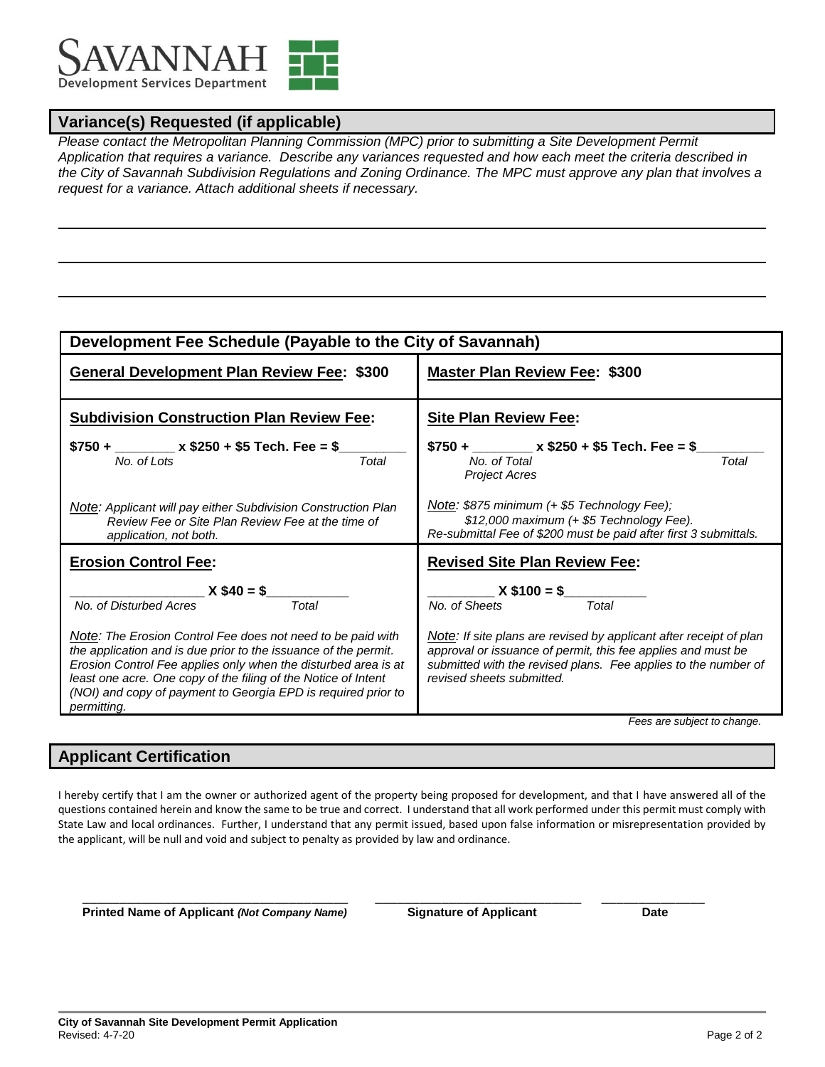## Variance(s) Requested (if applicable)

*Please contact the Metropolitan Planning Commission (MPC) prior to submitting a Site Development Permit Application that requires a variance. Describe any variances requested and how each meet the criteria described in the City of Savannah Subdivision Regulations and Zoning Ordinance. The MPC must approve any plan that involves a request for a variance. Attach additional sheets if necessary.*

______________________________________________________________________

______________________________________________________________________

______________________________________________________________________

## Development Fee Schedule (Payable to the City of Savannah)

| | |
|---|---|
| **General Development Plan Review Fee: $300** | **Master Plan Review Fee: $300** |
| **Subdivision Construction Plan Review Fee:**<br><br>**$750 + ________ x $250 + $5 Tech. Fee = $_________**<br>*No. of Lots* *Total*<br><br>*Note: Applicant will pay either Subdivision Construction Plan Review Fee or Site Plan Review Fee at the time of application, not both.* | **Site Plan Review Fee:**<br><br>**$750 + ________ x $250 + $5 Tech. Fee = $_________**<br>*No. of Total Project Acres* *Total*<br><br>*Note: $875 minimum (+ $5 Technology Fee); $12,000 maximum (+ $5 Technology Fee). Re-submittal Fee of $200 must be paid after first 3 submittals.* |
| **Erosion Control Fee:**<br><br>**__________________ X $40 = $___________**<br>*No. of Disturbed Acres* *Total*<br><br>*Note: The Erosion Control Fee does not need to be paid with the application and is due prior to the issuance of the permit. Erosion Control Fee applies only when the disturbed area is at least one acre. One copy of the filing of the Notice of Intent (NOI) and copy of payment to Georgia EPD is required prior to permitting.* | **Revised Site Plan Review Fee:**<br><br>**_________ X $100 = $___________**<br>*No. of Sheets* *Total*<br><br>*Note: If site plans are revised by applicant after receipt of plan approval or issuance of permit, this fee applies and must be submitted with the revised plans. Fee applies to the number of revised sheets submitted.* |

*Fees are subject to change.*

## Applicant Certification

I hereby certify that I am the owner or authorized agent of the property being proposed for development, and that I have answered all of the questions contained herein and know the same to be true and correct. I understand that all work performed under this permit must comply with State Law and local ordinances. Further, I understand that any permit issued, based upon false information or misrepresentation provided by the applicant, will be null and void and subject to penalty as provided by law and ordinance.

______________________________________ ______________________________ _______________

**Printed Name of Applicant *(Not Company Name)*** **Signature of Applicant** **Date**

**City of Savannah Site Development Permit Application**
Revised: 4-7-20